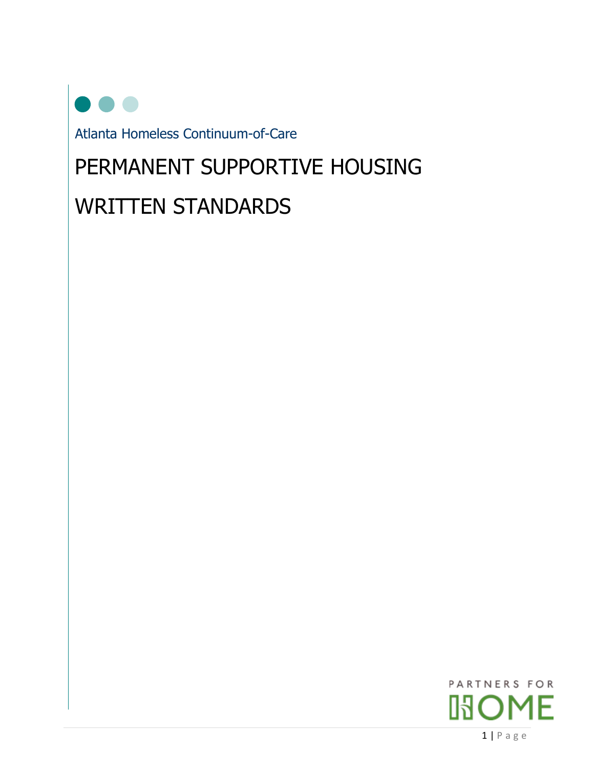Atlanta Homeless Continuum-of-Care

# PERMANENT SUPPORTIVE HOUSING WRITTEN STANDARDS

PARTNERS FOR HOME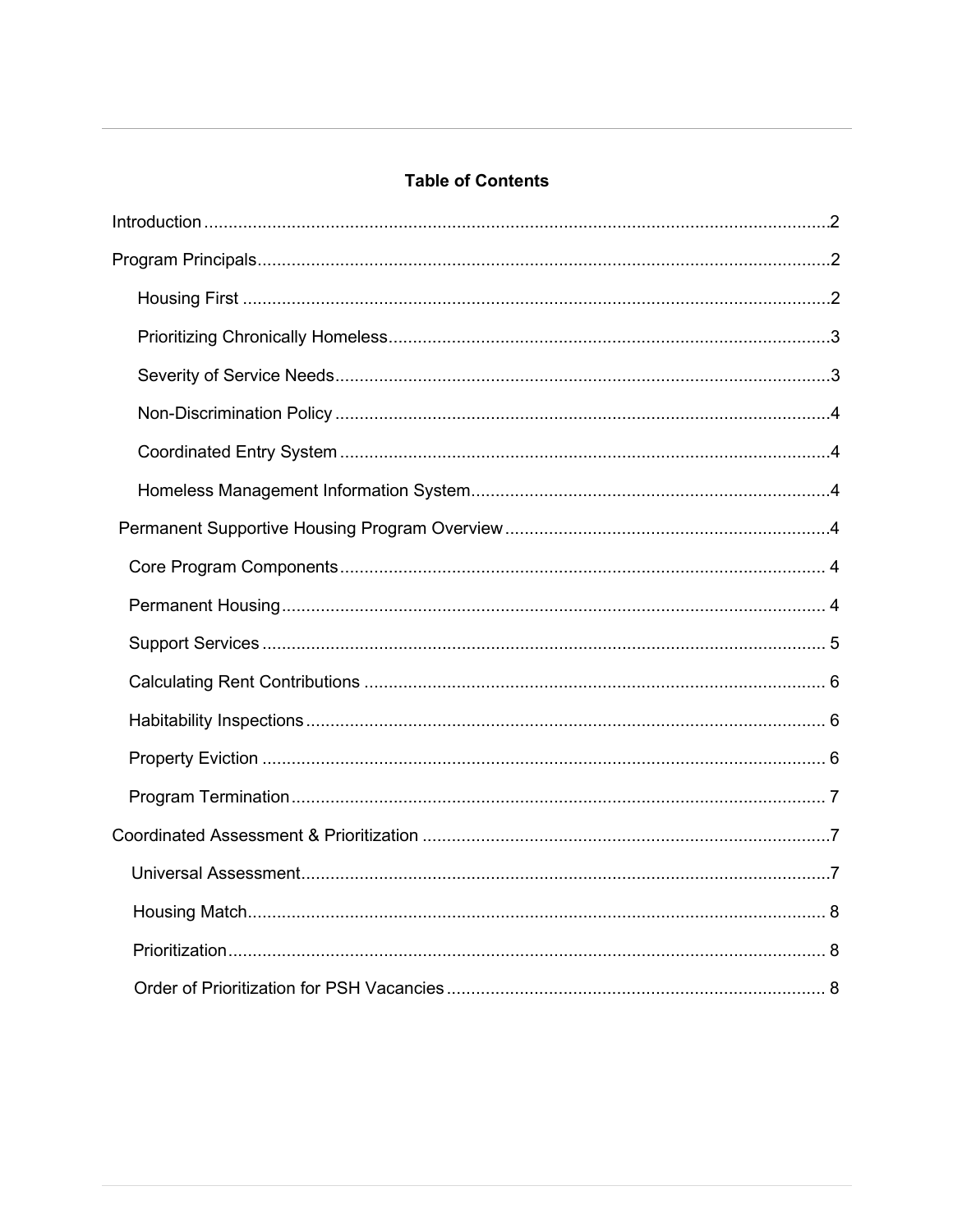## Table of Contents

- Introduction ..... 2
- Program Principals ..... 2
  - Housing First ..... 2
  - Prioritizing Chronically Homeless ..... 3
  - Severity of Service Needs ..... 3
  - Non-Discrimination Policy ..... 4
  - Coordinated Entry System ..... 4
  - Homeless Management Information System ..... 4
- Permanent Supportive Housing Program Overview ..... 4
  - Core Program Components ..... 4
  - Permanent Housing ..... 4
  - Support Services ..... 5
  - Calculating Rent Contributions ..... 6
  - Habitability Inspections ..... 6
  - Property Eviction ..... 6
  - Program Termination ..... 7
- Coordinated Assessment & Prioritization ..... 7
  - Universal Assessment ..... 7
  - Housing Match ..... 8
  - Prioritization ..... 8
  - Order of Prioritization for PSH Vacancies ..... 8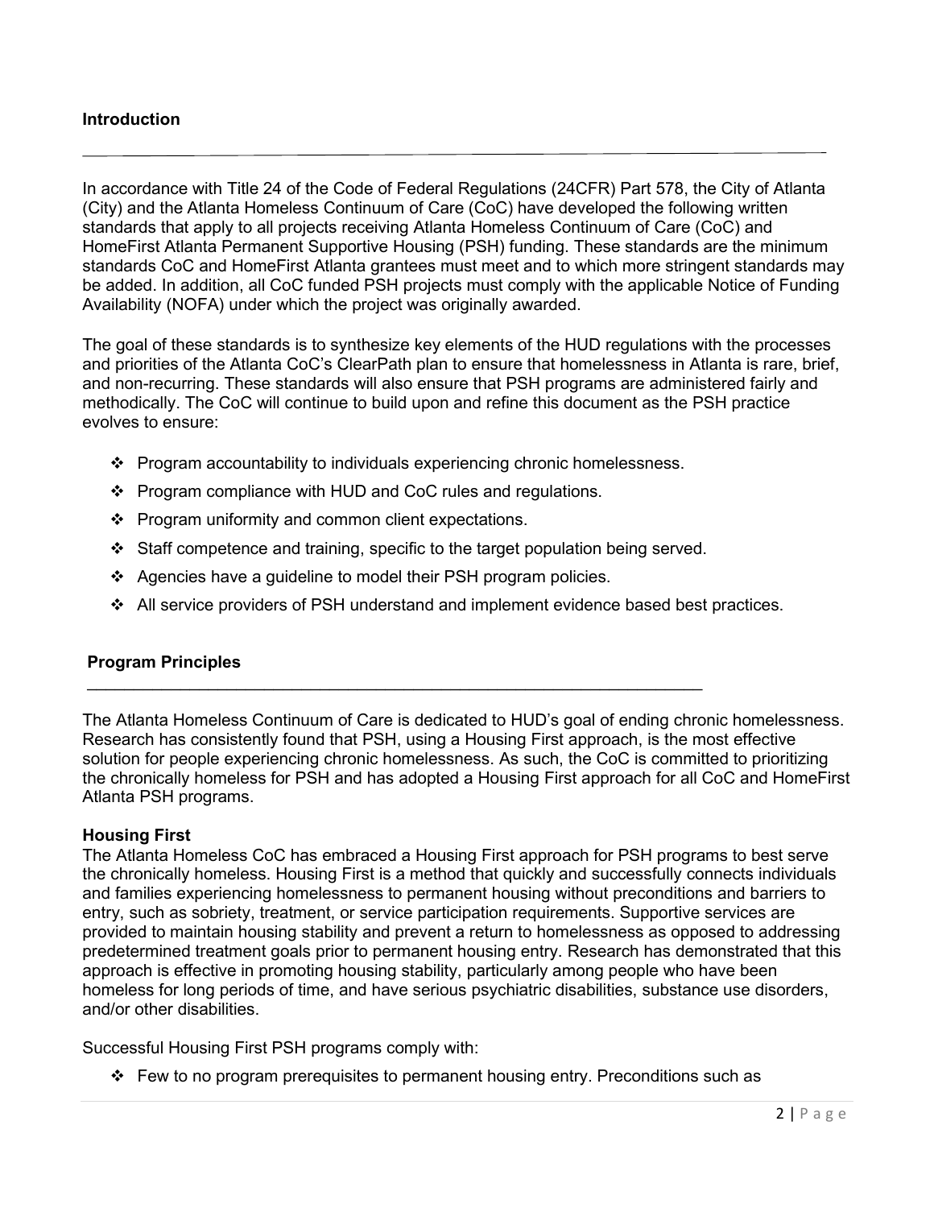## Introduction

In accordance with Title 24 of the Code of Federal Regulations (24CFR) Part 578, the City of Atlanta (City) and the Atlanta Homeless Continuum of Care (CoC) have developed the following written standards that apply to all projects receiving Atlanta Homeless Continuum of Care (CoC) and HomeFirst Atlanta Permanent Supportive Housing (PSH) funding. These standards are the minimum standards CoC and HomeFirst Atlanta grantees must meet and to which more stringent standards may be added. In addition, all CoC funded PSH projects must comply with the applicable Notice of Funding Availability (NOFA) under which the project was originally awarded.

The goal of these standards is to synthesize key elements of the HUD regulations with the processes and priorities of the Atlanta CoC's ClearPath plan to ensure that homelessness in Atlanta is rare, brief, and non-recurring. These standards will also ensure that PSH programs are administered fairly and methodically. The CoC will continue to build upon and refine this document as the PSH practice evolves to ensure:

- Program accountability to individuals experiencing chronic homelessness.
- Program compliance with HUD and CoC rules and regulations.
- Program uniformity and common client expectations.
- Staff competence and training, specific to the target population being served.
- Agencies have a guideline to model their PSH program policies.
- All service providers of PSH understand and implement evidence based best practices.

## Program Principles

The Atlanta Homeless Continuum of Care is dedicated to HUD's goal of ending chronic homelessness. Research has consistently found that PSH, using a Housing First approach, is the most effective solution for people experiencing chronic homelessness. As such, the CoC is committed to prioritizing the chronically homeless for PSH and has adopted a Housing First approach for all CoC and HomeFirst Atlanta PSH programs.

### Housing First

The Atlanta Homeless CoC has embraced a Housing First approach for PSH programs to best serve the chronically homeless. Housing First is a method that quickly and successfully connects individuals and families experiencing homelessness to permanent housing without preconditions and barriers to entry, such as sobriety, treatment, or service participation requirements. Supportive services are provided to maintain housing stability and prevent a return to homelessness as opposed to addressing predetermined treatment goals prior to permanent housing entry. Research has demonstrated that this approach is effective in promoting housing stability, particularly among people who have been homeless for long periods of time, and have serious psychiatric disabilities, substance use disorders, and/or other disabilities.

Successful Housing First PSH programs comply with:

- Few to no program prerequisites to permanent housing entry. Preconditions such as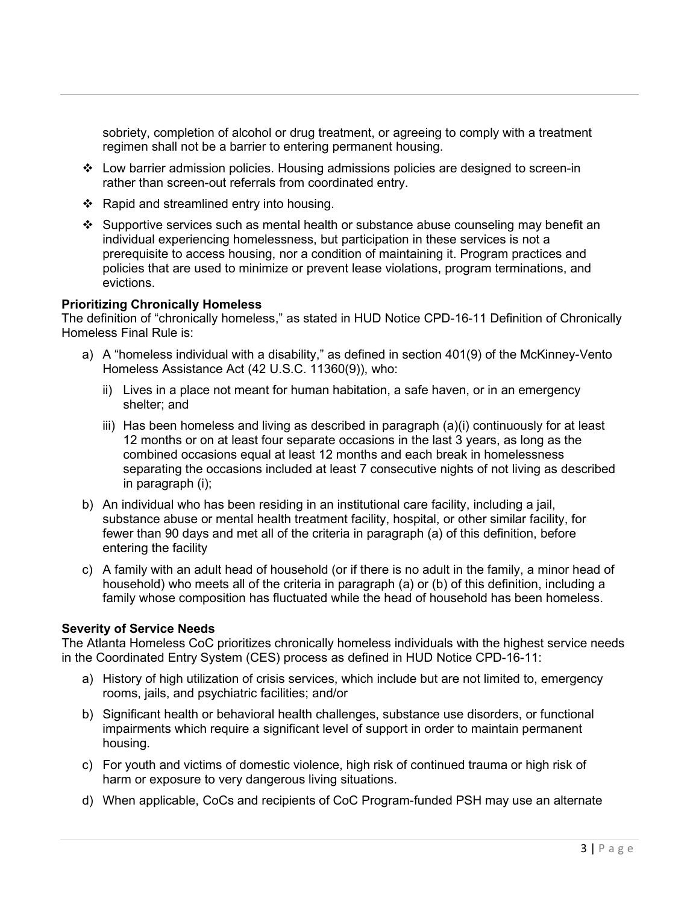sobriety, completion of alcohol or drug treatment, or agreeing to comply with a treatment regimen shall not be a barrier to entering permanent housing.

- Low barrier admission policies. Housing admissions policies are designed to screen-in rather than screen-out referrals from coordinated entry.
- Rapid and streamlined entry into housing.
- Supportive services such as mental health or substance abuse counseling may benefit an individual experiencing homelessness, but participation in these services is not a prerequisite to access housing, nor a condition of maintaining it. Program practices and policies that are used to minimize or prevent lease violations, program terminations, and evictions.

**Prioritizing Chronically Homeless**
The definition of "chronically homeless," as stated in HUD Notice CPD-16-11 Definition of Chronically Homeless Final Rule is:

a) A "homeless individual with a disability," as defined in section 401(9) of the McKinney-Vento Homeless Assistance Act (42 U.S.C. 11360(9)), who:

   ii) Lives in a place not meant for human habitation, a safe haven, or in an emergency shelter; and

   iii) Has been homeless and living as described in paragraph (a)(i) continuously for at least 12 months or on at least four separate occasions in the last 3 years, as long as the combined occasions equal at least 12 months and each break in homelessness separating the occasions included at least 7 consecutive nights of not living as described in paragraph (i);

b) An individual who has been residing in an institutional care facility, including a jail, substance abuse or mental health treatment facility, hospital, or other similar facility, for fewer than 90 days and met all of the criteria in paragraph (a) of this definition, before entering the facility

c) A family with an adult head of household (or if there is no adult in the family, a minor head of household) who meets all of the criteria in paragraph (a) or (b) of this definition, including a family whose composition has fluctuated while the head of household has been homeless.

**Severity of Service Needs**
The Atlanta Homeless CoC prioritizes chronically homeless individuals with the highest service needs in the Coordinated Entry System (CES) process as defined in HUD Notice CPD-16-11:

a) History of high utilization of crisis services, which include but are not limited to, emergency rooms, jails, and psychiatric facilities; and/or

b) Significant health or behavioral health challenges, substance use disorders, or functional impairments which require a significant level of support in order to maintain permanent housing.

c) For youth and victims of domestic violence, high risk of continued trauma or high risk of harm or exposure to very dangerous living situations.

d) When applicable, CoCs and recipients of CoC Program-funded PSH may use an alternate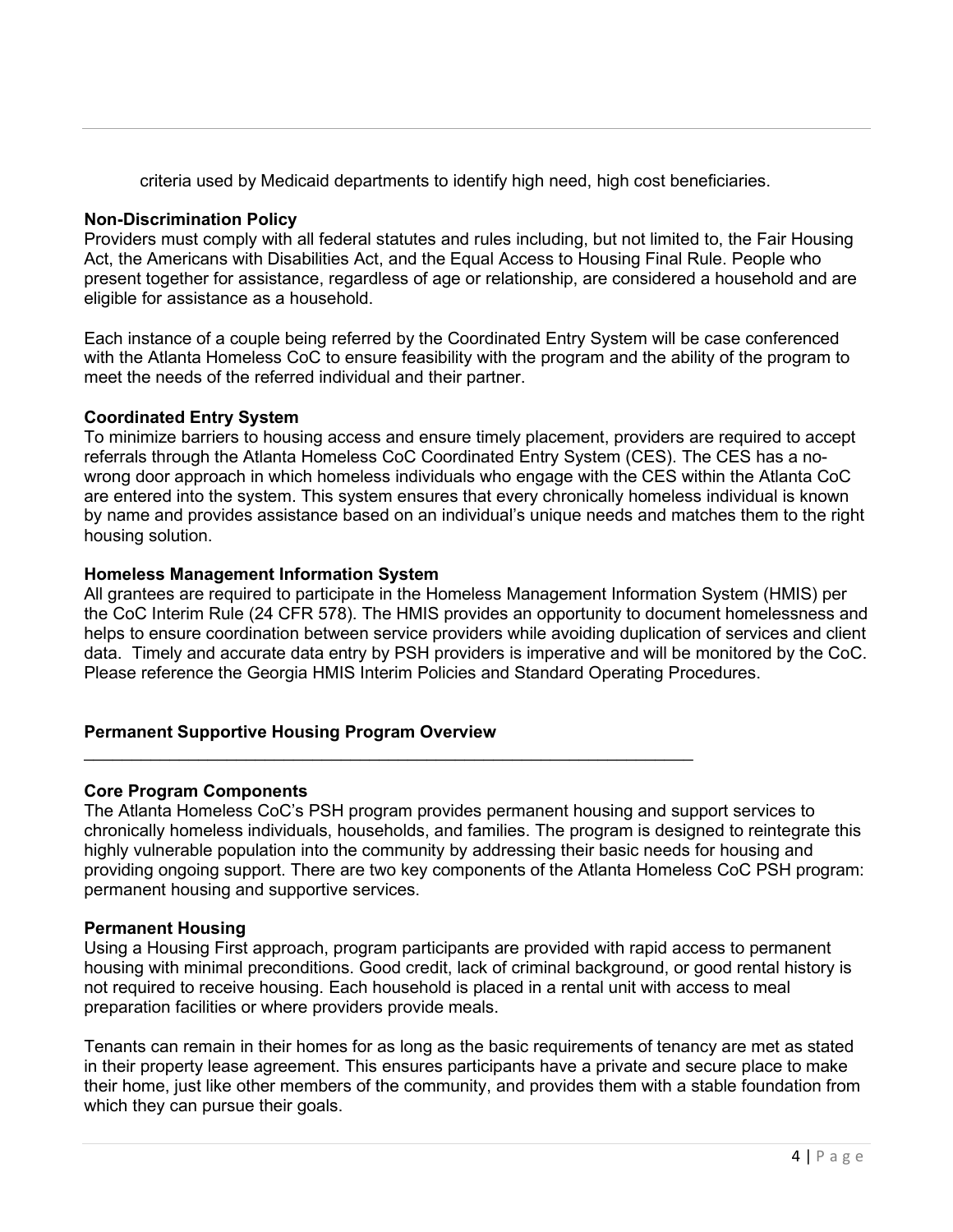criteria used by Medicaid departments to identify high need, high cost beneficiaries.

**Non-Discrimination Policy**
Providers must comply with all federal statutes and rules including, but not limited to, the Fair Housing Act, the Americans with Disabilities Act, and the Equal Access to Housing Final Rule. People who present together for assistance, regardless of age or relationship, are considered a household and are eligible for assistance as a household.

Each instance of a couple being referred by the Coordinated Entry System will be case conferenced with the Atlanta Homeless CoC to ensure feasibility with the program and the ability of the program to meet the needs of the referred individual and their partner.

**Coordinated Entry System**
To minimize barriers to housing access and ensure timely placement, providers are required to accept referrals through the Atlanta Homeless CoC Coordinated Entry System (CES). The CES has a no-wrong door approach in which homeless individuals who engage with the CES within the Atlanta CoC are entered into the system. This system ensures that every chronically homeless individual is known by name and provides assistance based on an individual's unique needs and matches them to the right housing solution.

**Homeless Management Information System**
All grantees are required to participate in the Homeless Management Information System (HMIS) per the CoC Interim Rule (24 CFR 578). The HMIS provides an opportunity to document homelessness and helps to ensure coordination between service providers while avoiding duplication of services and client data. Timely and accurate data entry by PSH providers is imperative and will be monitored by the CoC. Please reference the Georgia HMIS Interim Policies and Standard Operating Procedures.

## Permanent Supportive Housing Program Overview

**Core Program Components**
The Atlanta Homeless CoC's PSH program provides permanent housing and support services to chronically homeless individuals, households, and families. The program is designed to reintegrate this highly vulnerable population into the community by addressing their basic needs for housing and providing ongoing support. There are two key components of the Atlanta Homeless CoC PSH program: permanent housing and supportive services.

**Permanent Housing**
Using a Housing First approach, program participants are provided with rapid access to permanent housing with minimal preconditions. Good credit, lack of criminal background, or good rental history is not required to receive housing. Each household is placed in a rental unit with access to meal preparation facilities or where providers provide meals.

Tenants can remain in their homes for as long as the basic requirements of tenancy are met as stated in their property lease agreement. This ensures participants have a private and secure place to make their home, just like other members of the community, and provides them with a stable foundation from which they can pursue their goals.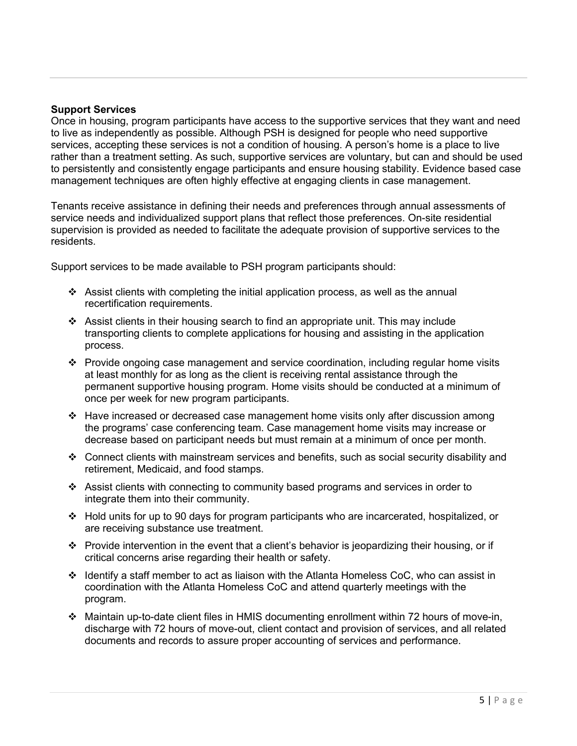**Support Services**

Once in housing, program participants have access to the supportive services that they want and need to live as independently as possible. Although PSH is designed for people who need supportive services, accepting these services is not a condition of housing. A person's home is a place to live rather than a treatment setting. As such, supportive services are voluntary, but can and should be used to persistently and consistently engage participants and ensure housing stability. Evidence based case management techniques are often highly effective at engaging clients in case management.

Tenants receive assistance in defining their needs and preferences through annual assessments of service needs and individualized support plans that reflect those preferences. On-site residential supervision is provided as needed to facilitate the adequate provision of supportive services to the residents.

Support services to be made available to PSH program participants should:

- Assist clients with completing the initial application process, as well as the annual recertification requirements.
- Assist clients in their housing search to find an appropriate unit. This may include transporting clients to complete applications for housing and assisting in the application process.
- Provide ongoing case management and service coordination, including regular home visits at least monthly for as long as the client is receiving rental assistance through the permanent supportive housing program. Home visits should be conducted at a minimum of once per week for new program participants.
- Have increased or decreased case management home visits only after discussion among the programs' case conferencing team. Case management home visits may increase or decrease based on participant needs but must remain at a minimum of once per month.
- Connect clients with mainstream services and benefits, such as social security disability and retirement, Medicaid, and food stamps.
- Assist clients with connecting to community based programs and services in order to integrate them into their community.
- Hold units for up to 90 days for program participants who are incarcerated, hospitalized, or are receiving substance use treatment.
- Provide intervention in the event that a client's behavior is jeopardizing their housing, or if critical concerns arise regarding their health or safety.
- Identify a staff member to act as liaison with the Atlanta Homeless CoC, who can assist in coordination with the Atlanta Homeless CoC and attend quarterly meetings with the program.
- Maintain up-to-date client files in HMIS documenting enrollment within 72 hours of move-in, discharge with 72 hours of move-out, client contact and provision of services, and all related documents and records to assure proper accounting of services and performance.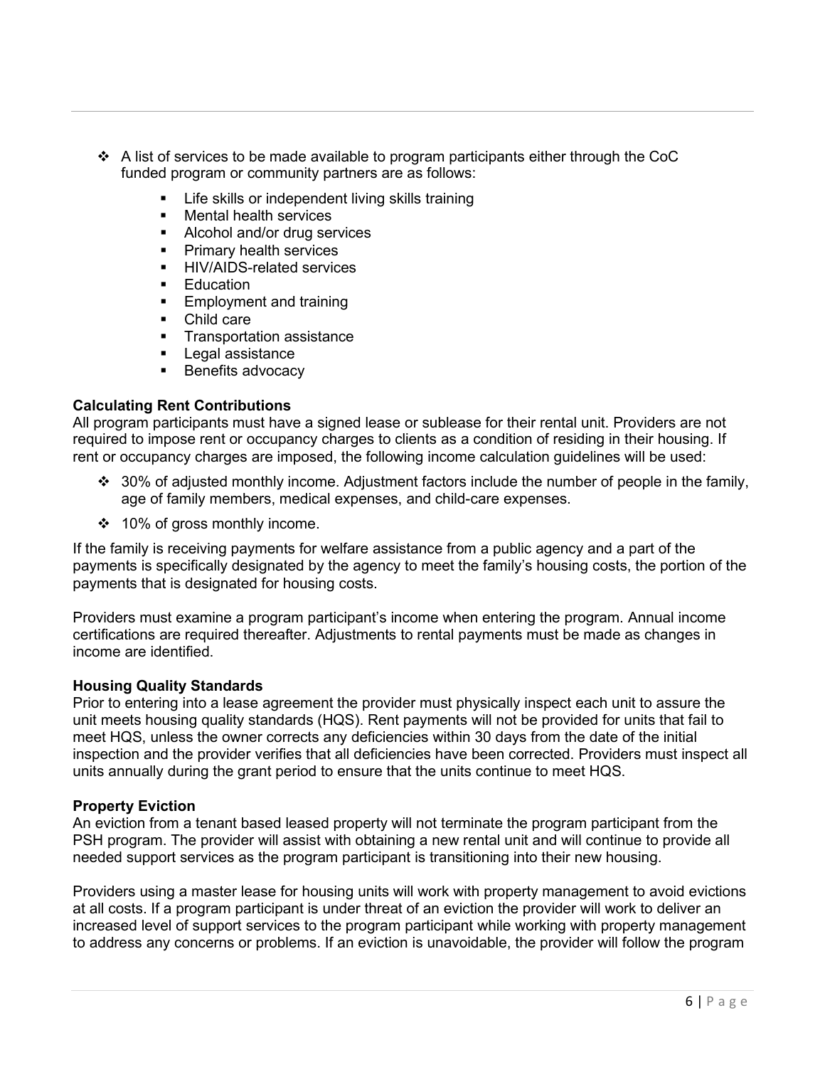- A list of services to be made available to program participants either through the CoC funded program or community partners are as follows:
  - Life skills or independent living skills training
  - Mental health services
  - Alcohol and/or drug services
  - Primary health services
  - HIV/AIDS-related services
  - Education
  - Employment and training
  - Child care
  - Transportation assistance
  - Legal assistance
  - Benefits advocacy

**Calculating Rent Contributions**

All program participants must have a signed lease or sublease for their rental unit. Providers are not required to impose rent or occupancy charges to clients as a condition of residing in their housing. If rent or occupancy charges are imposed, the following income calculation guidelines will be used:

- 30% of adjusted monthly income. Adjustment factors include the number of people in the family, age of family members, medical expenses, and child-care expenses.
- 10% of gross monthly income.

If the family is receiving payments for welfare assistance from a public agency and a part of the payments is specifically designated by the agency to meet the family's housing costs, the portion of the payments that is designated for housing costs.

Providers must examine a program participant's income when entering the program. Annual income certifications are required thereafter. Adjustments to rental payments must be made as changes in income are identified.

**Housing Quality Standards**

Prior to entering into a lease agreement the provider must physically inspect each unit to assure the unit meets housing quality standards (HQS). Rent payments will not be provided for units that fail to meet HQS, unless the owner corrects any deficiencies within 30 days from the date of the initial inspection and the provider verifies that all deficiencies have been corrected. Providers must inspect all units annually during the grant period to ensure that the units continue to meet HQS.

**Property Eviction**

An eviction from a tenant based leased property will not terminate the program participant from the PSH program. The provider will assist with obtaining a new rental unit and will continue to provide all needed support services as the program participant is transitioning into their new housing.

Providers using a master lease for housing units will work with property management to avoid evictions at all costs. If a program participant is under threat of an eviction the provider will work to deliver an increased level of support services to the program participant while working with property management to address any concerns or problems. If an eviction is unavoidable, the provider will follow the program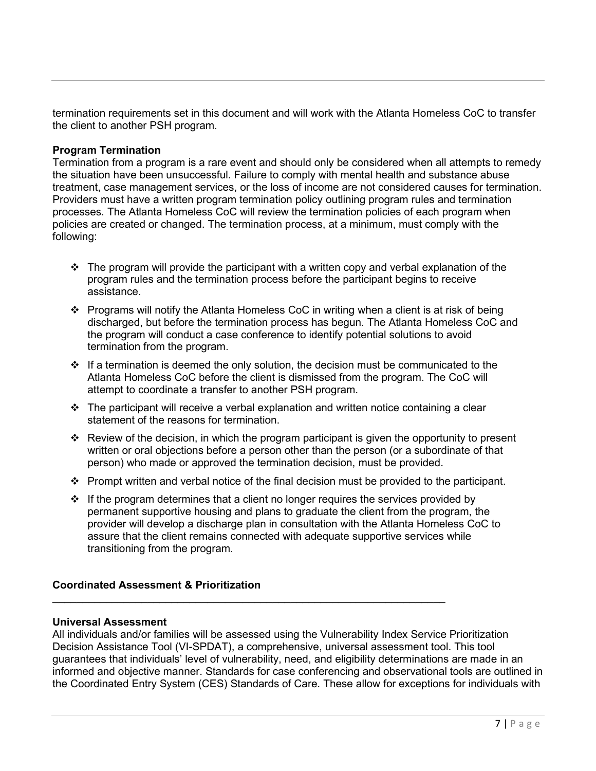termination requirements set in this document and will work with the Atlanta Homeless CoC to transfer the client to another PSH program.

**Program Termination**

Termination from a program is a rare event and should only be considered when all attempts to remedy the situation have been unsuccessful. Failure to comply with mental health and substance abuse treatment, case management services, or the loss of income are not considered causes for termination. Providers must have a written program termination policy outlining program rules and termination processes. The Atlanta Homeless CoC will review the termination policies of each program when policies are created or changed. The termination process, at a minimum, must comply with the following:

- The program will provide the participant with a written copy and verbal explanation of the program rules and the termination process before the participant begins to receive assistance.
- Programs will notify the Atlanta Homeless CoC in writing when a client is at risk of being discharged, but before the termination process has begun. The Atlanta Homeless CoC and the program will conduct a case conference to identify potential solutions to avoid termination from the program.
- If a termination is deemed the only solution, the decision must be communicated to the Atlanta Homeless CoC before the client is dismissed from the program. The CoC will attempt to coordinate a transfer to another PSH program.
- The participant will receive a verbal explanation and written notice containing a clear statement of the reasons for termination.
- Review of the decision, in which the program participant is given the opportunity to present written or oral objections before a person other than the person (or a subordinate of that person) who made or approved the termination decision, must be provided.
- Prompt written and verbal notice of the final decision must be provided to the participant.
- If the program determines that a client no longer requires the services provided by permanent supportive housing and plans to graduate the client from the program, the provider will develop a discharge plan in consultation with the Atlanta Homeless CoC to assure that the client remains connected with adequate supportive services while transitioning from the program.

## Coordinated Assessment & Prioritization

**Universal Assessment**

All individuals and/or families will be assessed using the Vulnerability Index Service Prioritization Decision Assistance Tool (VI-SPDAT), a comprehensive, universal assessment tool. This tool guarantees that individuals' level of vulnerability, need, and eligibility determinations are made in an informed and objective manner. Standards for case conferencing and observational tools are outlined in the Coordinated Entry System (CES) Standards of Care. These allow for exceptions for individuals with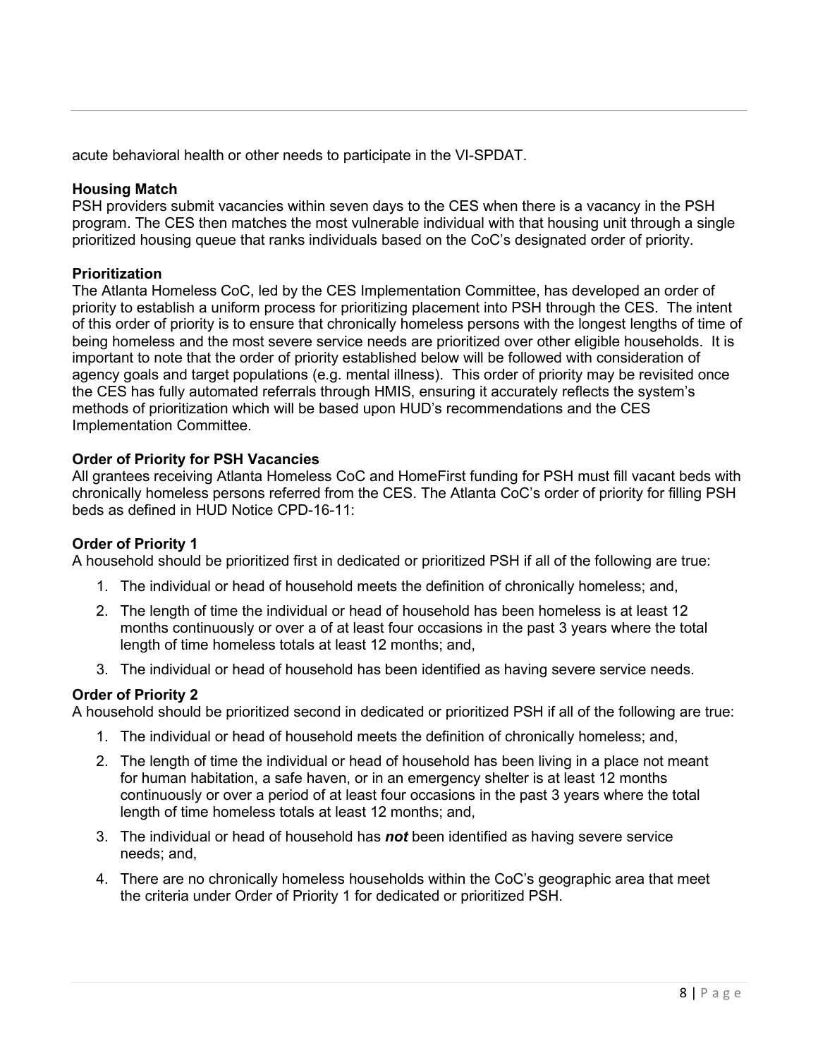acute behavioral health or other needs to participate in the VI-SPDAT.

**Housing Match**

PSH providers submit vacancies within seven days to the CES when there is a vacancy in the PSH program. The CES then matches the most vulnerable individual with that housing unit through a single prioritized housing queue that ranks individuals based on the CoC's designated order of priority.

**Prioritization**

The Atlanta Homeless CoC, led by the CES Implementation Committee, has developed an order of priority to establish a uniform process for prioritizing placement into PSH through the CES. The intent of this order of priority is to ensure that chronically homeless persons with the longest lengths of time of being homeless and the most severe service needs are prioritized over other eligible households. It is important to note that the order of priority established below will be followed with consideration of agency goals and target populations (e.g. mental illness). This order of priority may be revisited once the CES has fully automated referrals through HMIS, ensuring it accurately reflects the system's methods of prioritization which will be based upon HUD's recommendations and the CES Implementation Committee.

**Order of Priority for PSH Vacancies**

All grantees receiving Atlanta Homeless CoC and HomeFirst funding for PSH must fill vacant beds with chronically homeless persons referred from the CES. The Atlanta CoC's order of priority for filling PSH beds as defined in HUD Notice CPD-16-11:

**Order of Priority 1**

A household should be prioritized first in dedicated or prioritized PSH if all of the following are true:

1. The individual or head of household meets the definition of chronically homeless; and,
2. The length of time the individual or head of household has been homeless is at least 12 months continuously or over a of at least four occasions in the past 3 years where the total length of time homeless totals at least 12 months; and,
3. The individual or head of household has been identified as having severe service needs.

**Order of Priority 2**

A household should be prioritized second in dedicated or prioritized PSH if all of the following are true:

1. The individual or head of household meets the definition of chronically homeless; and,
2. The length of time the individual or head of household has been living in a place not meant for human habitation, a safe haven, or in an emergency shelter is at least 12 months continuously or over a period of at least four occasions in the past 3 years where the total length of time homeless totals at least 12 months; and,
3. The individual or head of household has ***not*** been identified as having severe service needs; and,
4. There are no chronically homeless households within the CoC's geographic area that meet the criteria under Order of Priority 1 for dedicated or prioritized PSH.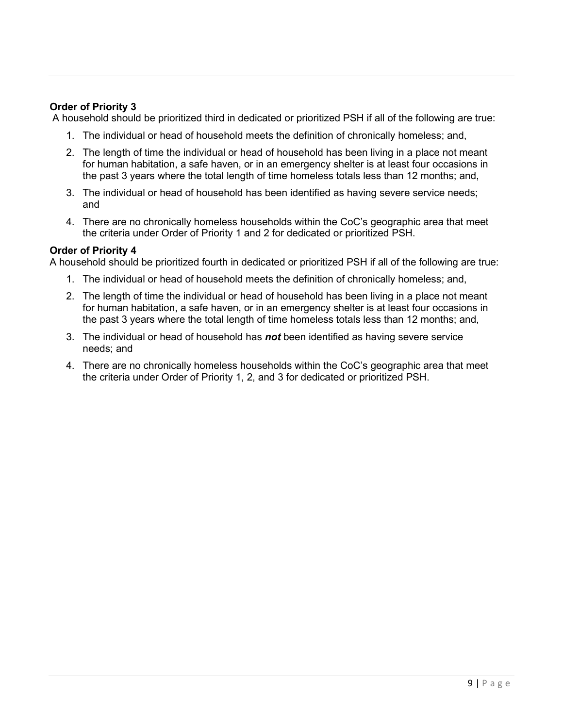**Order of Priority 3**

A household should be prioritized third in dedicated or prioritized PSH if all of the following are true:

1. The individual or head of household meets the definition of chronically homeless; and,
2. The length of time the individual or head of household has been living in a place not meant for human habitation, a safe haven, or in an emergency shelter is at least four occasions in the past 3 years where the total length of time homeless totals less than 12 months; and,
3. The individual or head of household has been identified as having severe service needs; and
4. There are no chronically homeless households within the CoC's geographic area that meet the criteria under Order of Priority 1 and 2 for dedicated or prioritized PSH.

**Order of Priority 4**

A household should be prioritized fourth in dedicated or prioritized PSH if all of the following are true:

1. The individual or head of household meets the definition of chronically homeless; and,
2. The length of time the individual or head of household has been living in a place not meant for human habitation, a safe haven, or in an emergency shelter is at least four occasions in the past 3 years where the total length of time homeless totals less than 12 months; and,
3. The individual or head of household has ***not*** been identified as having severe service needs; and
4. There are no chronically homeless households within the CoC's geographic area that meet the criteria under Order of Priority 1, 2, and 3 for dedicated or prioritized PSH.